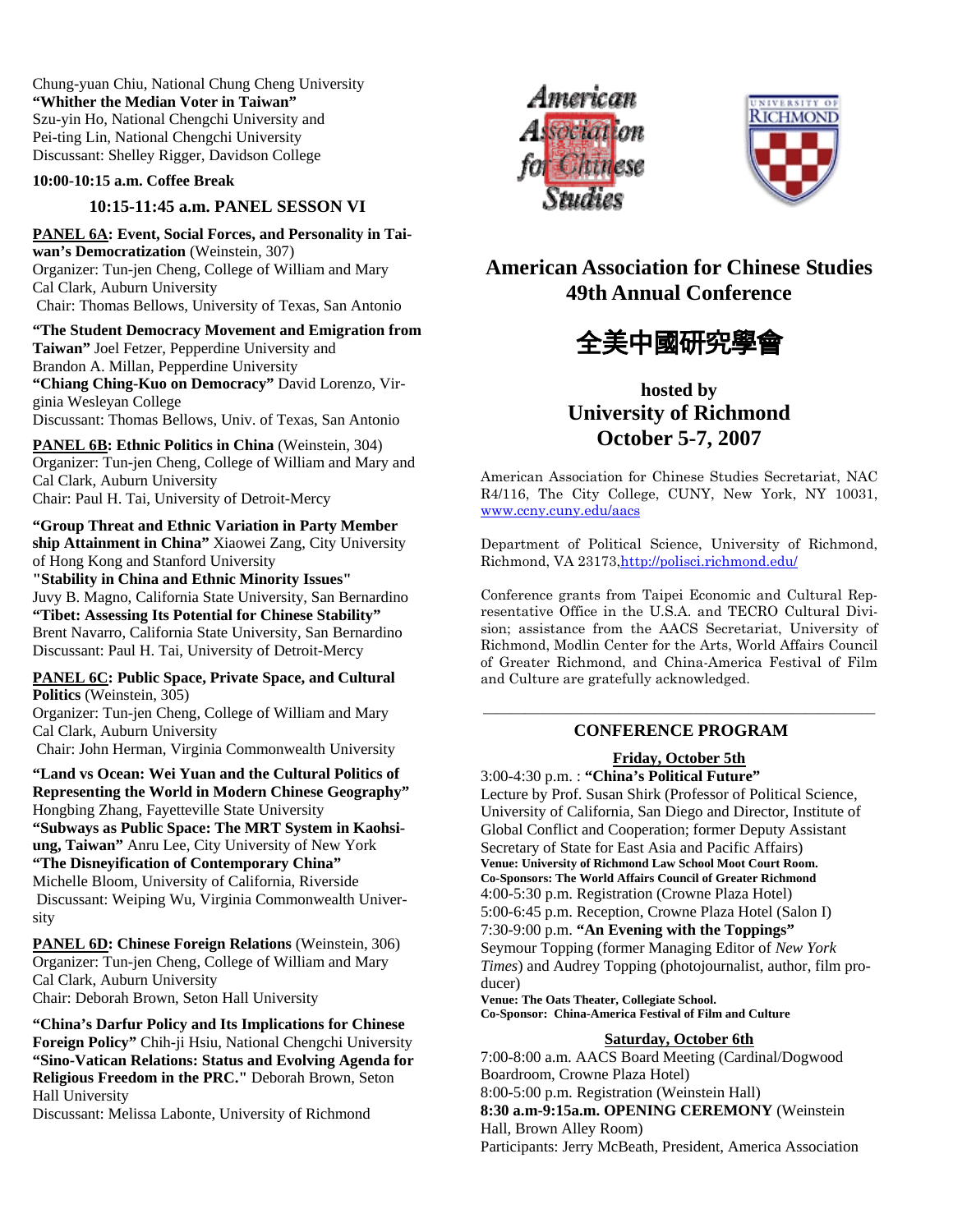Chung-yuan Chiu, National Chung Cheng University
**"Whither the Median Voter in Taiwan"**
Szu-yin Ho, National Chengchi University and
Pei-ting Lin, National Chengchi University
Discussant: Shelley Rigger, Davidson College

**10:00-10:15 a.m. Coffee Break**

### 10:15-11:45 a.m. PANEL SESSON VI

**PANEL 6A: Event, Social Forces, and Personality in Taiwan's Democratization** (Weinstein, 307)
Organizer: Tun-jen Cheng, College of William and Mary
Cal Clark, Auburn University
Chair: Thomas Bellows, University of Texas, San Antonio

**"The Student Democracy Movement and Emigration from Taiwan"** Joel Fetzer, Pepperdine University and
Brandon A. Millan, Pepperdine University
**"Chiang Ching-Kuo on Democracy"** David Lorenzo, Virginia Wesleyan College
Discussant: Thomas Bellows, Univ. of Texas, San Antonio

**PANEL 6B: Ethnic Politics in China** (Weinstein, 304)
Organizer: Tun-jen Cheng, College of William and Mary and
Cal Clark, Auburn University
Chair: Paul H. Tai, University of Detroit-Mercy

**"Group Threat and Ethnic Variation in Party Member ship Attainment in China"** Xiaowei Zang, City University of Hong Kong and Stanford University
**"Stability in China and Ethnic Minority Issues"**
Juvy B. Magno, California State University, San Bernardino
**"Tibet: Assessing Its Potential for Chinese Stability"**
Brent Navarro, California State University, San Bernardino
Discussant: Paul H. Tai, University of Detroit-Mercy

**PANEL 6C: Public Space, Private Space, and Cultural Politics** (Weinstein, 305)
Organizer: Tun-jen Cheng, College of William and Mary
Cal Clark, Auburn University
Chair: John Herman, Virginia Commonwealth University

**"Land vs Ocean: Wei Yuan and the Cultural Politics of Representing the World in Modern Chinese Geography"**
Hongbing Zhang, Fayetteville State University
**"Subways as Public Space: The MRT System in Kaohsiung, Taiwan"** Anru Lee, City University of New York
**"The Disneyification of Contemporary China"**
Michelle Bloom, University of California, Riverside
Discussant: Weiping Wu, Virginia Commonwealth University

**PANEL 6D: Chinese Foreign Relations** (Weinstein, 306)
Organizer: Tun-jen Cheng, College of William and Mary
Cal Clark, Auburn University
Chair: Deborah Brown, Seton Hall University

**"China's Darfur Policy and Its Implications for Chinese Foreign Policy"** Chih-ji Hsiu, National Chengchi University
**"Sino-Vatican Relations: Status and Evolving Agenda for Religious Freedom in the PRC."** Deborah Brown, Seton Hall University
Discussant: Melissa Labonte, University of Richmond

American Association for Chinese Studies

University of Richmond

# American Association for Chinese Studies 49th Annual Conference

# 全美中國研究學會

## hosted by University of Richmond October 5-7, 2007

American Association for Chinese Studies Secretariat, NAC R4/116, The City College, CUNY, New York, NY 10031, www.ccny.cuny.edu/aacs

Department of Political Science, University of Richmond, Richmond, VA 23173,http://polisci.richmond.edu/

Conference grants from Taipei Economic and Cultural Representative Office in the U.S.A. and TECRO Cultural Division; assistance from the AACS Secretariat, University of Richmond, Modlin Center for the Arts, World Affairs Council of Greater Richmond, and China-America Festival of Film and Culture are gratefully acknowledged.

---

## CONFERENCE PROGRAM

### Friday, October 5th

3:00-4:30 p.m. : **"China's Political Future"**
Lecture by Prof. Susan Shirk (Professor of Political Science, University of California, San Diego and Director, Institute of Global Conflict and Cooperation; former Deputy Assistant Secretary of State for East Asia and Pacific Affairs)
**Venue: University of Richmond Law School Moot Court Room.**
**Co-Sponsors: The World Affairs Council of Greater Richmond**
4:00-5:30 p.m. Registration (Crowne Plaza Hotel)
5:00-6:45 p.m. Reception, Crowne Plaza Hotel (Salon I)
7:30-9:00 p.m. **"An Evening with the Toppings"**
Seymour Topping (former Managing Editor of *New York Times*) and Audrey Topping (photojournalist, author, film producer)
**Venue: The Oats Theater, Collegiate School.**
**Co-Sponsor: China-America Festival of Film and Culture**

### Saturday, October 6th

7:00-8:00 a.m. AACS Board Meeting (Cardinal/Dogwood Boardroom, Crowne Plaza Hotel)
8:00-5:00 p.m. Registration (Weinstein Hall)
**8:30 a.m-9:15a.m. OPENING CEREMONY** (Weinstein Hall, Brown Alley Room)
Participants: Jerry McBeath, President, America Association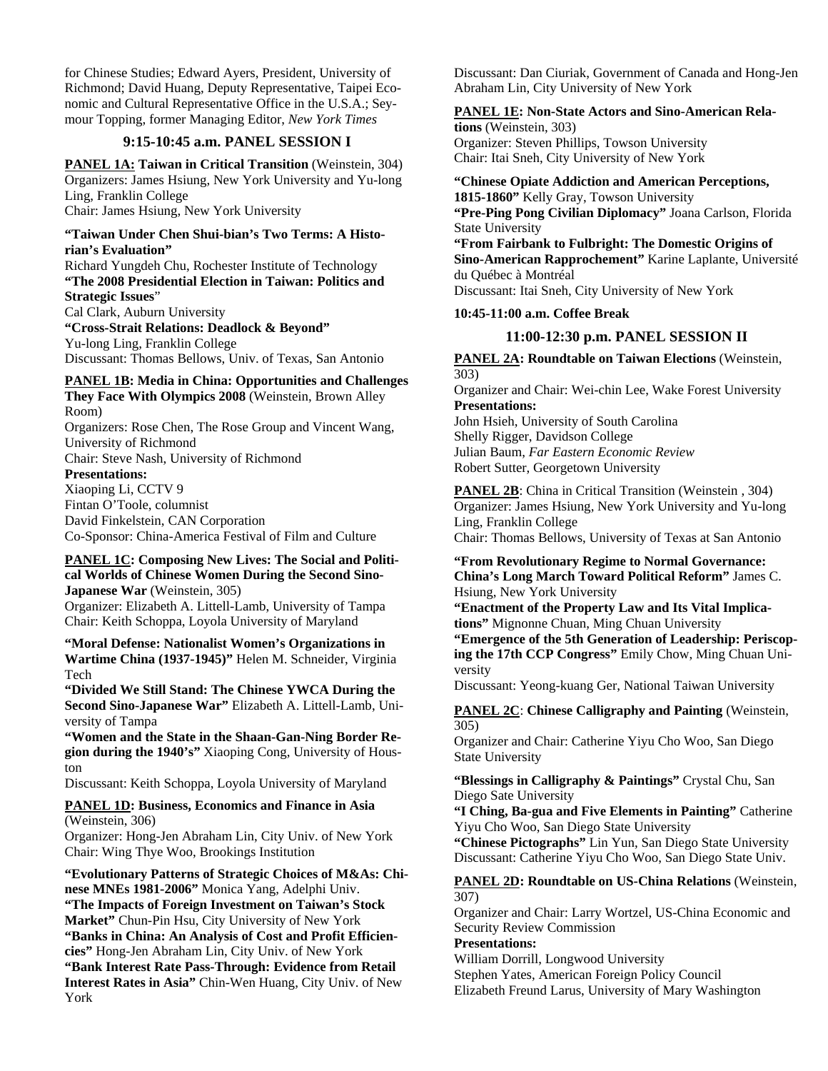for Chinese Studies; Edward Ayers, President, University of Richmond; David Huang, Deputy Representative, Taipei Economic and Cultural Representative Office in the U.S.A.; Seymour Topping, former Managing Editor, *New York Times*

## 9:15-10:45 a.m. PANEL SESSION I

**PANEL 1A: Taiwan in Critical Transition** (Weinstein, 304)
Organizers: James Hsiung, New York University and Yu-long Ling, Franklin College
Chair: James Hsiung, New York University

**"Taiwan Under Chen Shui-bian's Two Terms: A Historian's Evaluation"**
Richard Yungdeh Chu, Rochester Institute of Technology
**"The 2008 Presidential Election in Taiwan: Politics and Strategic Issues"**
Cal Clark, Auburn University
**"Cross-Strait Relations: Deadlock & Beyond"**
Yu-long Ling, Franklin College
Discussant: Thomas Bellows, Univ. of Texas, San Antonio

**PANEL 1B: Media in China: Opportunities and Challenges They Face With Olympics 2008** (Weinstein, Brown Alley Room)
Organizers: Rose Chen, The Rose Group and Vincent Wang, University of Richmond
Chair: Steve Nash, University of Richmond
**Presentations:**
Xiaoping Li, CCTV 9
Fintan O'Toole, columnist
David Finkelstein, CAN Corporation
Co-Sponsor: China-America Festival of Film and Culture

**PANEL 1C: Composing New Lives: The Social and Political Worlds of Chinese Women During the Second Sino-Japanese War** (Weinstein, 305)
Organizer: Elizabeth A. Littell-Lamb, University of Tampa
Chair: Keith Schoppa, Loyola University of Maryland

**"Moral Defense: Nationalist Women's Organizations in Wartime China (1937-1945)"** Helen M. Schneider, Virginia Tech
**"Divided We Still Stand: The Chinese YWCA During the Second Sino-Japanese War"** Elizabeth A. Littell-Lamb, University of Tampa
**"Women and the State in the Shaan-Gan-Ning Border Region during the 1940's"** Xiaoping Cong, University of Houston
Discussant: Keith Schoppa, Loyola University of Maryland

**PANEL 1D: Business, Economics and Finance in Asia** (Weinstein, 306)
Organizer: Hong-Jen Abraham Lin, City Univ. of New York
Chair: Wing Thye Woo, Brookings Institution

**"Evolutionary Patterns of Strategic Choices of M&As: Chinese MNEs 1981-2006"** Monica Yang, Adelphi Univ.
**"The Impacts of Foreign Investment on Taiwan's Stock Market"** Chun-Pin Hsu, City University of New York
**"Banks in China: An Analysis of Cost and Profit Efficiencies"** Hong-Jen Abraham Lin, City Univ. of New York
**"Bank Interest Rate Pass-Through: Evidence from Retail Interest Rates in Asia"** Chin-Wen Huang, City Univ. of New York
Discussant: Dan Ciuriak, Government of Canada and Hong-Jen Abraham Lin, City University of New York

**PANEL 1E: Non-State Actors and Sino-American Relations** (Weinstein, 303)
Organizer: Steven Phillips, Towson University
Chair: Itai Sneh, City University of New York

**"Chinese Opiate Addiction and American Perceptions, 1815-1860"** Kelly Gray, Towson University
**"Pre-Ping Pong Civilian Diplomacy"** Joana Carlson, Florida State University
**"From Fairbank to Fulbright: The Domestic Origins of Sino-American Rapprochement"** Karine Laplante, Université du Québec à Montréal
Discussant: Itai Sneh, City University of New York

**10:45-11:00 a.m. Coffee Break**

## 11:00-12:30 p.m. PANEL SESSION II

**PANEL 2A: Roundtable on Taiwan Elections** (Weinstein, 303)
Organizer and Chair: Wei-chin Lee, Wake Forest University
**Presentations:**
John Hsieh, University of South Carolina
Shelly Rigger, Davidson College
Julian Baum, *Far Eastern Economic Review*
Robert Sutter, Georgetown University

**PANEL 2B**: China in Critical Transition (Weinstein , 304)
Organizer: James Hsiung, New York University and Yu-long Ling, Franklin College
Chair: Thomas Bellows, University of Texas at San Antonio

**"From Revolutionary Regime to Normal Governance: China's Long March Toward Political Reform"** James C. Hsiung, New York University
**"Enactment of the Property Law and Its Vital Implications"** Mignonne Chuan, Ming Chuan University
**"Emergence of the 5th Generation of Leadership: Periscoping the 17th CCP Congress"** Emily Chow, Ming Chuan University
Discussant: Yeong-kuang Ger, National Taiwan University

**PANEL 2C**: **Chinese Calligraphy and Painting** (Weinstein, 305)
Organizer and Chair: Catherine Yiyu Cho Woo, San Diego State University

**"Blessings in Calligraphy & Paintings"** Crystal Chu, San Diego Sate University
**"I Ching, Ba-gua and Five Elements in Painting"** Catherine Yiyu Cho Woo, San Diego State University
**"Chinese Pictographs"** Lin Yun, San Diego State University
Discussant: Catherine Yiyu Cho Woo, San Diego State Univ.

**PANEL 2D: Roundtable on US-China Relations** (Weinstein, 307)
Organizer and Chair: Larry Wortzel, US-China Economic and Security Review Commission
**Presentations:**
William Dorrill, Longwood University
Stephen Yates, American Foreign Policy Council
Elizabeth Freund Larus, University of Mary Washington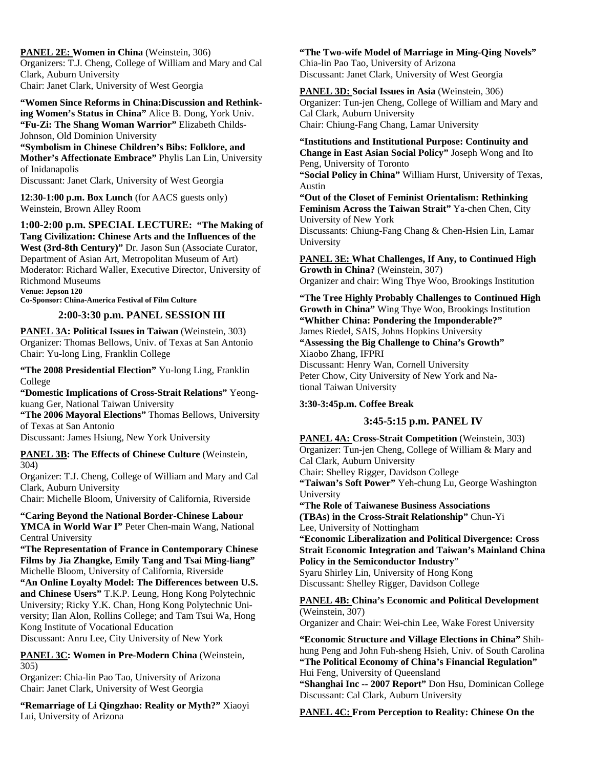**PANEL 2E: Women in China** (Weinstein, 306)
Organizers: T.J. Cheng, College of William and Mary and Cal Clark, Auburn University
Chair: Janet Clark, University of West Georgia

**"Women Since Reforms in China:Discussion and Rethinking Women's Status in China"** Alice B. Dong, York Univ.
**"Fu-Zi: The Shang Woman Warrior"** Elizabeth Childs-Johnson, Old Dominion University
**"Symbolism in Chinese Children's Bibs: Folklore, and Mother's Affectionate Embrace"** Phylis Lan Lin, University of Inidanapolis
Discussant: Janet Clark, University of West Georgia

**12:30-1:00 p.m. Box Lunch** (for AACS guests only)
Weinstein, Brown Alley Room

**1:00-2:00 p.m. SPECIAL LECTURE: "The Making of Tang Civilization: Chinese Arts and the Influences of the West (3rd-8th Century)"** Dr. Jason Sun (Associate Curator, Department of Asian Art, Metropolitan Museum of Art)
Moderator: Richard Waller, Executive Director, University of Richmond Museums
**Venue: Jepson 120**
**Co-Sponsor: China-America Festival of Film Culture**

## 2:00-3:30 p.m. PANEL SESSION III

**PANEL 3A: Political Issues in Taiwan** (Weinstein, 303)
Organizer: Thomas Bellows, Univ. of Texas at San Antonio
Chair: Yu-long Ling, Franklin College

**"The 2008 Presidential Election"** Yu-long Ling, Franklin College
**"Domestic Implications of Cross-Strait Relations"** Yeong-kuang Ger, National Taiwan University
**"The 2006 Mayoral Elections"** Thomas Bellows, University of Texas at San Antonio
Discussant: James Hsiung, New York University

**PANEL 3B: The Effects of Chinese Culture** (Weinstein, 304)
Organizer: T.J. Cheng, College of William and Mary and Cal Clark, Auburn University
Chair: Michelle Bloom, University of California, Riverside

**"Caring Beyond the National Border-Chinese Labour YMCA in World War I"** Peter Chen-main Wang, National Central University
**"The Representation of France in Contemporary Chinese Films by Jia Zhangke, Emily Tang and Tsai Ming-liang"** Michelle Bloom, University of California, Riverside
**"An Online Loyalty Model: The Differences between U.S. and Chinese Users"** T.K.P. Leung, Hong Kong Polytechnic University; Ricky Y.K. Chan, Hong Kong Polytechnic University; Ilan Alon, Rollins College; and Tam Tsui Wa, Hong Kong Institute of Vocational Education
Discussant: Anru Lee, City University of New York

**PANEL 3C: Women in Pre-Modern China** (Weinstein, 305)
Organizer: Chia-lin Pao Tao, University of Arizona
Chair: Janet Clark, University of West Georgia

**"Remarriage of Li Qingzhao: Reality or Myth?"** Xiaoyi Lui, University of Arizona
**"The Two-wife Model of Marriage in Ming-Qing Novels"** Chia-lin Pao Tao, University of Arizona
Discussant: Janet Clark, University of West Georgia

**PANEL 3D: Social Issues in Asia** (Weinstein, 306)
Organizer: Tun-jen Cheng, College of William and Mary and Cal Clark, Auburn University
Chair: Chiung-Fang Chang, Lamar University

**"Institutions and Institutional Purpose: Continuity and Change in East Asian Social Policy"** Joseph Wong and Ito Peng, University of Toronto
**"Social Policy in China"** William Hurst, University of Texas, Austin
**"Out of the Closet of Feminist Orientalism: Rethinking Feminism Across the Taiwan Strait"** Ya-chen Chen, City University of New York
Discussants: Chiung-Fang Chang & Chen-Hsien Lin, Lamar University

**PANEL 3E: What Challenges, If Any, to Continued High Growth in China?** (Weinstein, 307)
Organizer and chair: Wing Thye Woo, Brookings Institution

**"The Tree Highly Probably Challenges to Continued High Growth in China"** Wing Thye Woo, Brookings Institution
**"Whither China: Pondering the Imponderable?"** James Riedel, SAIS, Johns Hopkins University
**"Assessing the Big Challenge to China's Growth"** Xiaobo Zhang, IFPRI
Discussant: Henry Wan, Cornell University
Peter Chow, City University of New York and National Taiwan University

**3:30-3:45p.m. Coffee Break**

## 3:45-5:15 p.m. PANEL IV

**PANEL 4A: Cross-Strait Competition** (Weinstein, 303)
Organizer: Tun-jen Cheng, College of William & Mary and Cal Clark, Auburn University
Chair: Shelley Rigger, Davidson College
**"Taiwan's Soft Power"** Yeh-chung Lu, George Washington University
**"The Role of Taiwanese Business Associations (TBAs) in the Cross-Strait Relationship"** Chun-Yi Lee, University of Nottingham
**"Economic Liberalization and Political Divergence: Cross Strait Economic Integration and Taiwan's Mainland China Policy in the Semiconductor Industry"** Syaru Shirley Lin, University of Hong Kong
Discussant: Shelley Rigger, Davidson College

**PANEL 4B: China's Economic and Political Development** (Weinstein, 307)
Organizer and Chair: Wei-chin Lee, Wake Forest University

**"Economic Structure and Village Elections in China"** Shih-hung Peng and John Fuh-sheng Hsieh, Univ. of South Carolina
**"The Political Economy of China's Financial Regulation"** Hui Feng, University of Queensland
**"Shanghai Inc -- 2007 Report"** Don Hsu, Dominican College
Discussant: Cal Clark, Auburn University

**PANEL 4C: From Perception to Reality: Chinese On the**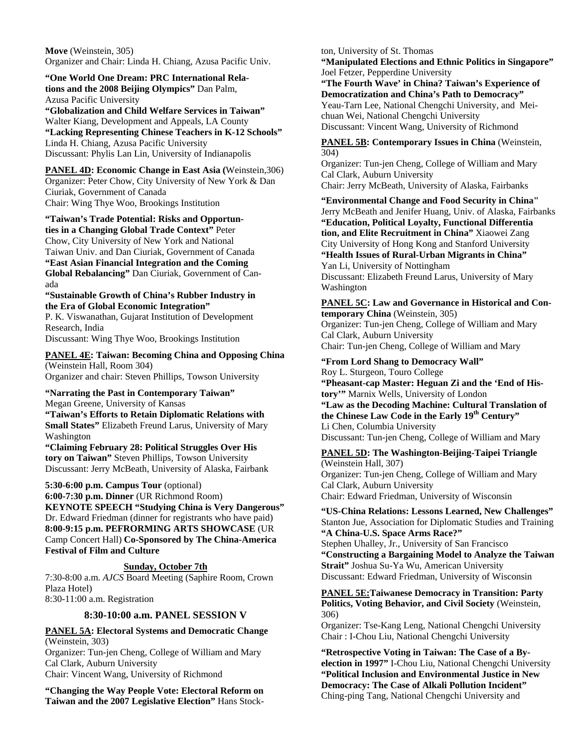**Move** (Weinstein, 305)
Organizer and Chair: Linda H. Chiang, Azusa Pacific Univ.

**"One World One Dream: PRC International Relations and the 2008 Beijing Olympics"** Dan Palm, Azusa Pacific University
**"Globalization and Child Welfare Services in Taiwan"** Walter Kiang, Development and Appeals, LA County
**"Lacking Representing Chinese Teachers in K-12 Schools"** Linda H. Chiang, Azusa Pacific University
Discussant: Phylis Lan Lin, University of Indianapolis

**PANEL 4D: Economic Change in East Asia (**Weinstein,306)
Organizer: Peter Chow, City University of New York & Dan Ciuriak, Government of Canada
Chair: Wing Thye Woo, Brookings Institution

**"Taiwan's Trade Potential: Risks and Opportunties in a Changing Global Trade Context"** Peter Chow, City University of New York and National Taiwan Univ. and Dan Ciuriak, Government of Canada
**"East Asian Financial Integration and the Coming Global Rebalancing"** Dan Ciuriak, Government of Canada
**"Sustainable Growth of China's Rubber Industry in the Era of Global Economic Integration"**
P. K. Viswanathan, Gujarat Institution of Development Research, India
Discussant: Wing Thye Woo, Brookings Institution

**PANEL 4E: Taiwan: Becoming China and Opposing China** (Weinstein Hall, Room 304)
Organizer and chair: Steven Phillips, Towson University

**"Narrating the Past in Contemporary Taiwan"**
Megan Greene, University of Kansas
**"Taiwan's Efforts to Retain Diplomatic Relations with Small States"** Elizabeth Freund Larus, University of Mary Washington
**"Claiming February 28: Political Struggles Over History on Taiwan"** Steven Phillips, Towson University
Discussant: Jerry McBeath, University of Alaska, Fairbank

**5:30-6:00 p.m. Campus Tour** (optional)
**6:00-7:30 p.m. Dinner** (UR Richmond Room)
**KEYNOTE SPEECH "Studying China is Very Dangerous"** Dr. Edward Friedman (dinner for registrants who have paid)
**8:00-9:15 p.m. PEFRORMING ARTS SHOWCASE** (UR Camp Concert Hall) **Co-Sponsored by The China-America Festival of Film and Culture**

## Sunday, October 7th

7:30-8:00 a.m. *AJCS* Board Meeting (Saphire Room, Crown Plaza Hotel)
8:30-11:00 a.m. Registration

### 8:30-10:00 a.m. PANEL SESSION V

**PANEL 5A: Electoral Systems and Democratic Change** (Weinstein, 303)
Organizer: Tun-jen Cheng, College of William and Mary
Cal Clark, Auburn University
Chair: Vincent Wang, University of Richmond

**"Changing the Way People Vote: Electoral Reform on Taiwan and the 2007 Legislative Election"** Hans Stockton, University of St. Thomas
**"Manipulated Elections and Ethnic Politics in Singapore"** Joel Fetzer, Pepperdine University
**"The Fourth Wave' in China? Taiwan's Experience of Democratization and China's Path to Democracy"** Yeau-Tarn Lee, National Chengchi University, and Mei-chuan Wei, National Chengchi University
Discussant: Vincent Wang, University of Richmond

**PANEL 5B: Contemporary Issues in China** (Weinstein, 304)
Organizer: Tun-jen Cheng, College of William and Mary
Cal Clark, Auburn University
Chair: Jerry McBeath, University of Alaska, Fairbanks

**"Environmental Change and Food Security in China"** Jerry McBeath and Jenifer Huang, Univ. of Alaska, Fairbanks
**"Education, Political Loyalty, Functional Differentiation, and Elite Recruitment in China"** Xiaowei Zang City University of Hong Kong and Stanford University
**"Health Issues of Rural-Urban Migrants in China"** Yan Li, University of Nottingham
Discussant: Elizabeth Freund Larus, University of Mary Washington

**PANEL 5C: Law and Governance in Historical and Contemporary China** (Weinstein, 305)
Organizer: Tun-jen Cheng, College of William and Mary
Cal Clark, Auburn University
Chair: Tun-jen Cheng, College of William and Mary

**"From Lord Shang to Democracy Wall"**
Roy L. Sturgeon, Touro College
**"Pheasant-cap Master: Heguan Zi and the 'End of History'"** Marnix Wells, University of London
**"Law as the Decoding Machine: Cultural Translation of the Chinese Law Code in the Early 19th Century"**
Li Chen, Columbia University
Discussant: Tun-jen Cheng, College of William and Mary

**PANEL 5D: The Washington-Beijing-Taipei Triangle** (Weinstein Hall, 307)
Organizer: Tun-jen Cheng, College of William and Mary
Cal Clark, Auburn University
Chair: Edward Friedman, University of Wisconsin

**"US-China Relations: Lessons Learned, New Challenges"** Stanton Jue, Association for Diplomatic Studies and Training
**"A China-U.S. Space Arms Race?"**
Stephen Uhalley, Jr., University of San Francisco
**"Constructing a Bargaining Model to Analyze the Taiwan Strait"** Joshua Su-Ya Wu, American University
Discussant: Edward Friedman, University of Wisconsin

**PANEL 5E: Taiwanese Democracy in Transition: Party Politics, Voting Behavior, and Civil Society** (Weinstein, 306)
Organizer: Tse-Kang Leng, National Chengchi University
Chair : I-Chou Liu, National Chengchi University

**"Retrospective Voting in Taiwan: The Case of a By-election in 1997"** I-Chou Liu, National Chengchi University
**"Political Inclusion and Environmental Justice in New Democracy: The Case of Alkali Pollution Incident"** Ching-ping Tang, National Chengchi University and